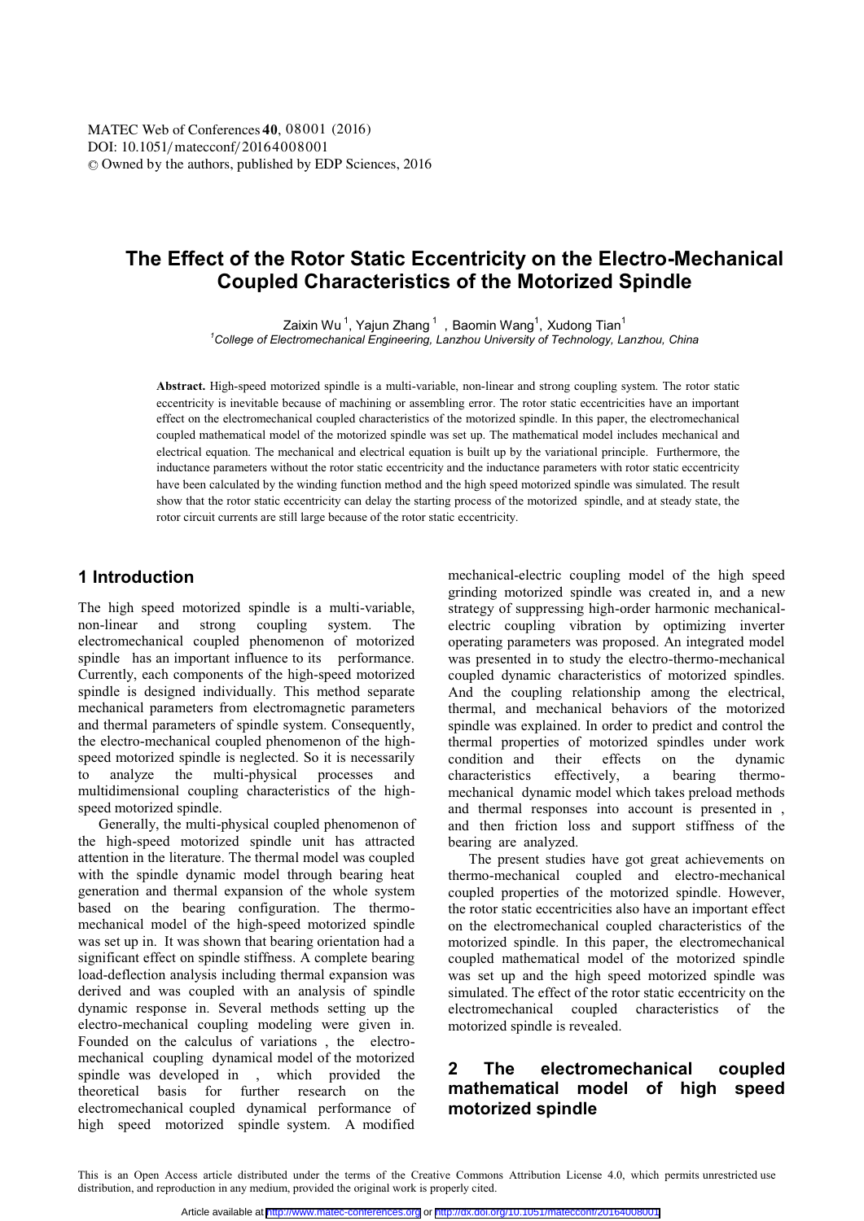# The Effect of the Rotor Static Eccentricity on the Electro-Mechanical Coupled Characteristics of the Motorized Spindle

Zaixin Wu[1], Yajun Zhang[1], Baomin Wang[1], Xudong Tian[1]

[1]*College of Electromechanical Engineering, Lanzhou University of Technology, Lanzhou, China*

**Abstract.** High-speed motorized spindle is a multi-variable, non-linear and strong coupling system. The rotor static eccentricity is inevitable because of machining or assembling error. The rotor static eccentricities have an important effect on the electromechanical coupled characteristics of the motorized spindle. In this paper, the electromechanical coupled mathematical model of the motorized spindle was set up. The mathematical model includes mechanical and electrical equation. The mechanical and electrical equation is built up by the variational principle. Furthermore, the inductance parameters without the rotor static eccentricity and the inductance parameters with rotor static eccentricity have been calculated by the winding function method and the high speed motorized spindle was simulated. The result show that the rotor static eccentricity can delay the starting process of the motorized spindle, and at steady state, the rotor circuit currents are still large because of the rotor static eccentricity.

## 1 Introduction

The high speed motorized spindle is a multi-variable, non-linear and strong coupling system. The electromechanical coupled phenomenon of motorized spindle has an important influence to its performance. Currently, each components of the high-speed motorized spindle is designed individually. This method separate mechanical parameters from electromagnetic parameters and thermal parameters of spindle system. Consequently, the electro-mechanical coupled phenomenon of the high-speed motorized spindle is neglected. So it is necessarily to analyze the multi-physical processes and multidimensional coupling characteristics of the high-speed motorized spindle.

Generally, the multi-physical coupled phenomenon of the high-speed motorized spindle unit has attracted attention in the literature. The thermal model was coupled with the spindle dynamic model through bearing heat generation and thermal expansion of the whole system based on the bearing configuration. The thermo-mechanical model of the high-speed motorized spindle was set up in. It was shown that bearing orientation had a significant effect on spindle stiffness. A complete bearing load-deflection analysis including thermal expansion was derived and was coupled with an analysis of spindle dynamic response in. Several methods setting up the electro-mechanical coupling modeling were given in. Founded on the calculus of variations , the electro-mechanical coupling dynamical model of the motorized spindle was developed in , which provided the theoretical basis for further research on the electromechanical coupled dynamical performance of high speed motorized spindle system. A modified mechanical-electric coupling model of the high speed grinding motorized spindle was created in, and a new strategy of suppressing high-order harmonic mechanical-electric coupling vibration by optimizing inverter operating parameters was proposed. An integrated model was presented in to study the electro-thermo-mechanical coupled dynamic characteristics of motorized spindles. And the coupling relationship among the electrical, thermal, and mechanical behaviors of the motorized spindle was explained. In order to predict and control the thermal properties of motorized spindles under work condition and their effects on the dynamic characteristics effectively, a bearing thermo-mechanical dynamic model which takes preload methods and thermal responses into account is presented in , and then friction loss and support stiffness of the bearing are analyzed.

The present studies have got great achievements on thermo-mechanical coupled and electro-mechanical coupled properties of the motorized spindle. However, the rotor static eccentricities also have an important effect on the electromechanical coupled characteristics of the motorized spindle. In this paper, the electromechanical coupled mathematical model of the motorized spindle was set up and the high speed motorized spindle was simulated. The effect of the rotor static eccentricity on the electromechanical coupled characteristics of the motorized spindle is revealed.

## 2 The electromechanical coupled mathematical model of high speed motorized spindle

This is an Open Access article distributed under the terms of the Creative Commons Attribution License 4.0, which permits unrestricted use distribution, and reproduction in any medium, provided the original work is properly cited.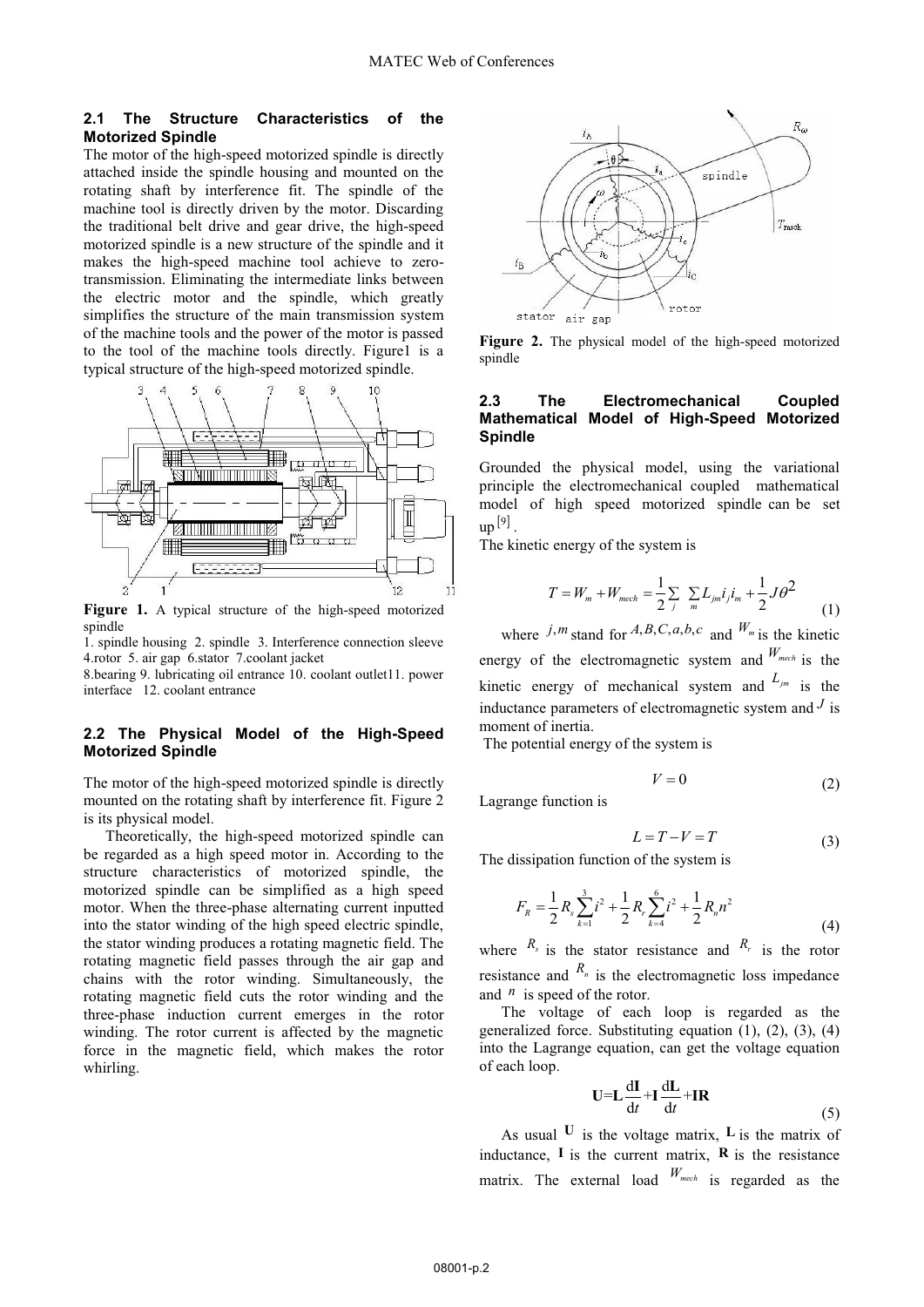### 2.1 The Structure Characteristics of the Motorized Spindle

The motor of the high-speed motorized spindle is directly attached inside the spindle housing and mounted on the rotating shaft by interference fit. The spindle of the machine tool is directly driven by the motor. Discarding the traditional belt drive and gear drive, the high-speed motorized spindle is a new structure of the spindle and it makes the high-speed machine tool achieve to zero-transmission. Eliminating the intermediate links between the electric motor and the spindle, which greatly simplifies the structure of the main transmission system of the machine tools and the power of the motor is passed to the tool of the machine tools directly. Figure1 is a typical structure of the high-speed motorized spindle.

**Figure 1.** A typical structure of the high-speed motorized spindle

1. spindle housing 2. spindle 3. Interference connection sleeve 4.rotor 5. air gap 6.stator 7.coolant jacket 8.bearing 9. lubricating oil entrance 10. coolant outlet11. power interface 12. coolant entrance

### 2.2 The Physical Model of the High-Speed Motorized Spindle

The motor of the high-speed motorized spindle is directly mounted on the rotating shaft by interference fit. Figure 2 is its physical model.

Theoretically, the high-speed motorized spindle can be regarded as a high speed motor in. According to the structure characteristics of motorized spindle, the motorized spindle can be simplified as a high speed motor. When the three-phase alternating current inputted into the stator winding of the high speed electric spindle, the stator winding produces a rotating magnetic field. The rotating magnetic field passes through the air gap and chains with the rotor winding. Simultaneously, the rotating magnetic field cuts the rotor winding and the three-phase induction current emerges in the rotor winding. The rotor current is affected by the magnetic force in the magnetic field, which makes the rotor whirling.

**Figure 2.** The physical model of the high-speed motorized spindle

### 2.3 The Electromechanical Coupled Mathematical Model of High-Speed Motorized Spindle

Grounded the physical model, using the variational principle the electromechanical coupled mathematical model of high speed motorized spindle can be set up[9].

The kinetic energy of the system is

$$T = W_m + W_{mech} = \frac{1}{2}\sum_j \sum_m L_{jm} i_j i_m + \frac{1}{2} J \theta^2 \tag{1}$$

where $j,m$ stand for $A,B,C,a,b,c$ and $W_m$ is the kinetic energy of the electromagnetic system and $W_{mech}$ is the kinetic energy of mechanical system and $L_{jm}$ is the inductance parameters of electromagnetic system and $J$ is moment of inertia.

The potential energy of the system is

$$V = 0 \tag{2}$$

Lagrange function is

$$L = T - V = T \tag{3}$$

The dissipation function of the system is

$$F_R = \frac{1}{2} R_s \sum_{k=1}^{3} i^2 + \frac{1}{2} R_r \sum_{k=4}^{6} i^2 + \frac{1}{2} R_n n^2 \tag{4}$$

where $R_s$ is the stator resistance and $R_r$ is the rotor resistance and $R_n$ is the electromagnetic loss impedance and $n$ is speed of the rotor.

The voltage of each loop is regarded as the generalized force. Substituting equation (1), (2), (3), (4) into the Lagrange equation, can get the voltage equation of each loop.

$$\mathbf{U} = \mathbf{L}\frac{\mathrm{d}\mathbf{I}}{\mathrm{d}t} + \mathbf{I}\frac{\mathrm{d}\mathbf{L}}{\mathrm{d}t} + \mathbf{IR} \tag{5}$$

As usual $\mathbf{U}$ is the voltage matrix, $\mathbf{L}$ is the matrix of inductance, $\mathbf{I}$ is the current matrix, $\mathbf{R}$ is the resistance matrix. The external load $W_{mech}$ is regarded as the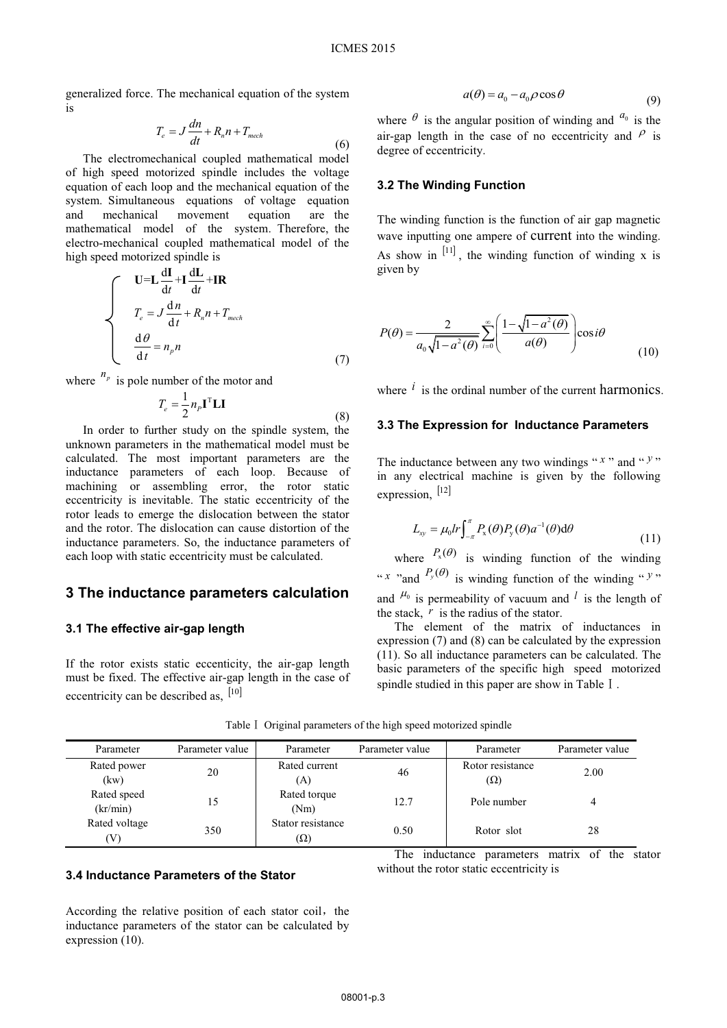generalized force. The mechanical equation of the system is

$$T_e = J\frac{dn}{dt} + R_n n + T_{mech} \tag{6}$$

The electromechanical coupled mathematical model of high speed motorized spindle includes the voltage equation of each loop and the mechanical equation of the system. Simultaneous equations of voltage equation and mechanical movement equation are the mathematical model of the system. Therefore, the electro-mechanical coupled mathematical model of the high speed motorized spindle is

$$\begin{cases} \mathbf{U} = \mathbf{L}\dfrac{\mathrm{d}\mathbf{I}}{\mathrm{d}t} + \mathbf{I}\dfrac{\mathrm{d}\mathbf{L}}{\mathrm{d}t} + \mathbf{IR} \\ T_e = J\dfrac{\mathrm{d}n}{\mathrm{d}t} + R_n n + T_{mech} \\ \dfrac{\mathrm{d}\theta}{\mathrm{d}t} = n_p n \end{cases} \tag{7}$$

where $n_p$ is pole number of the motor and

$$T_e = \frac{1}{2} n_P \mathbf{I}^{\mathrm{T}} \mathbf{LI} \tag{8}$$

In order to further study on the spindle system, the unknown parameters in the mathematical model must be calculated. The most important parameters are the inductance parameters of each loop. Because of machining or assembling error, the rotor static eccentricity is inevitable. The static eccentricity of the rotor leads to emerge the dislocation between the stator and the rotor. The dislocation can cause distortion of the inductance parameters. So, the inductance parameters of each loop with static eccentricity must be calculated.

## 3 The inductance parameters calculation

### 3.1 The effective air-gap length

If the rotor exists static eccenticity, the air-gap length must be fixed. The effective air-gap length in the case of eccentricity can be described as, [10]

$$a(\theta) = a_0 - a_0 \rho \cos\theta \tag{9}$$

where $\theta$ is the angular position of winding and $a_0$ is the air-gap length in the case of no eccentricity and $\rho$ is degree of eccentricity.

### 3.2 The Winding Function

The winding function is the function of air gap magnetic wave inputting one ampere of current into the winding. As show in [11], the winding function of winding x is given by

$$P(\theta) = \frac{2}{a_0\sqrt{1-a^2(\theta)}} \sum_{i=0}^{\infty} \left( \frac{1-\sqrt{1-a^2(\theta)}}{a(\theta)} \right) \cos i\theta \tag{10}$$

where $i$ is the ordinal number of the current harmonics.

### 3.3 The Expression for Inductance Parameters

The inductance between any two windings "$x$" and "$y$" in any electrical machine is given by the following expression, [12]

$$L_{xy} = \mu_0 lr \int_{-\pi}^{\pi} P_x(\theta) P_y(\theta) a^{-1}(\theta) \mathrm{d}\theta \tag{11}$$

where $P_x(\theta)$ is winding function of the winding "$x$" and $P_y(\theta)$ is winding function of the winding "$y$" and $\mu_0$ is permeability of vacuum and $l$ is the length of the stack, $r$ is the radius of the stator.

The element of the matrix of inductances in expression (7) and (8) can be calculated by the expression (11). So all inductance parameters can be calculated. The basic parameters of the specific high speed motorized spindle studied in this paper are show in Table Ⅰ.

Table Ⅰ Original parameters of the high speed motorized spindle

| Parameter | Parameter value | Parameter | Parameter value | Parameter | Parameter value |
|---|---|---|---|---|---|
| Rated power (kw) | 20 | Rated current (A) | 46 | Rotor resistance (Ω) | 2.00 |
| Rated speed (kr/min) | 15 | Rated torque (Nm) | 12.7 | Pole number | 4 |
| Rated voltage (V) | 350 | Stator resistance (Ω) | 0.50 | Rotor slot | 28 |

### 3.4 Inductance Parameters of the Stator

According the relative position of each stator coil, the inductance parameters of the stator can be calculated by expression (10).

The inductance parameters matrix of the stator without the rotor static eccentricity is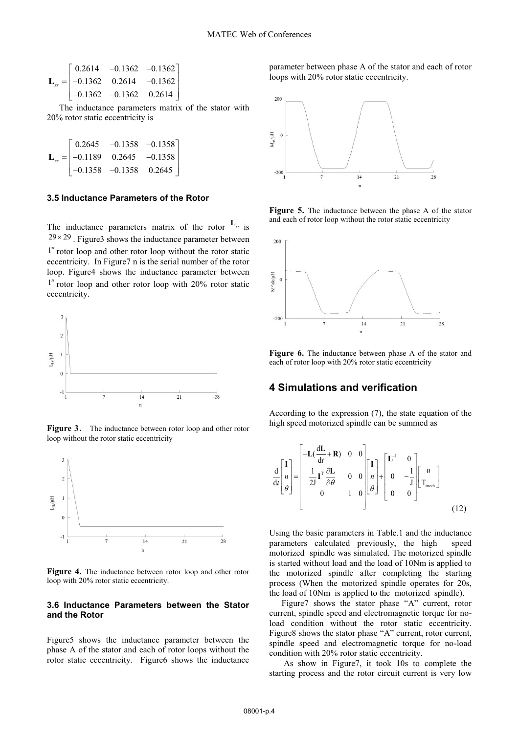$$\mathbf{L}_{ss} = \begin{bmatrix} 0.2614 & -0.1362 & -0.1362 \\ -0.1362 & 0.2614 & -0.1362 \\ -0.1362 & -0.1362 & 0.2614 \end{bmatrix}$$

The inductance parameters matrix of the stator with 20% rotor static eccentricity is

$$\mathbf{L}_{ss} = \begin{bmatrix} 0.2645 & -0.1358 & -0.1358 \\ -0.1189 & 0.2645 & -0.1358 \\ -0.1358 & -0.1358 & 0.2645 \end{bmatrix}$$

### 3.5 Inductance Parameters of the Rotor

The inductance parameters matrix of the rotor $\mathbf{L}_{rr}$ is $29 \times 29$. Figure3 shows the inductance parameter between $1^{st}$ rotor loop and other rotor loop without the rotor static eccentricity. In Figure7 n is the serial number of the rotor loop. Figure4 shows the inductance parameter between $1^{st}$ rotor loop and other rotor loop with 20% rotor static eccentricity.

**Figure 3**. The inductance between rotor loop and other rotor loop without the rotor static eccentricity

**Figure 4.** The inductance between rotor loop and other rotor loop with 20% rotor static eccentricity.

### 3.6 Inductance Parameters between the Stator and the Rotor

Figure5 shows the inductance parameter between the phase A of the stator and each of rotor loops without the rotor static eccentricity. Figure6 shows the inductance parameter between phase A of the stator and each of rotor loops with 20% rotor static eccentricity.

**Figure 5.** The inductance between the phase A of the stator and each of rotor loop without the rotor static eccentricity

**Figure 6.** The inductance between phase A of the stator and each of rotor loop with 20% rotor static eccentricity

## 4 Simulations and verification

According to the expression (7), the state equation of the high speed motorized spindle can be summed as

$$\frac{\mathrm{d}}{\mathrm{d}t}\begin{bmatrix} \mathbf{I} \\ n \\ \theta \end{bmatrix} = \begin{bmatrix} -\mathbf{L}(\frac{\mathrm{d}\mathbf{L}}{\mathrm{d}t} + \mathbf{R}) & 0 & 0 \\ \frac{1}{2\mathrm{J}}\mathbf{I}^{\mathrm{T}}\frac{\partial \mathbf{L}}{\partial \theta} & 0 & 0 \\ 0 & 1 & 0 \end{bmatrix}\begin{bmatrix} \mathbf{I} \\ n \\ \theta \end{bmatrix} + \begin{bmatrix} \mathbf{L}^{-1} & 0 \\ 0 & -\frac{1}{\mathrm{J}} \\ 0 & 0 \end{bmatrix}\begin{bmatrix} u \\ \mathrm{T}_{\mathrm{mech}} \end{bmatrix} \tag{12}$$

Using the basic parameters in Table.1 and the inductance parameters calculated previously, the high speed motorized spindle was simulated. The motorized spindle is started without load and the load of 10Nm is applied to the motorized spindle after completing the starting process (When the motorized spindle operates for 20s, the load of 10Nm is applied to the motorized spindle).

Figure7 shows the stator phase "A" current, rotor current, spindle speed and electromagnetic torque for no-load condition without the rotor static eccentricity. Figure8 shows the stator phase "A" current, rotor current, spindle speed and electromagnetic torque for no-load condition with 20% rotor static eccentricity.

As show in Figure7, it took 10s to complete the starting process and the rotor circuit current is very low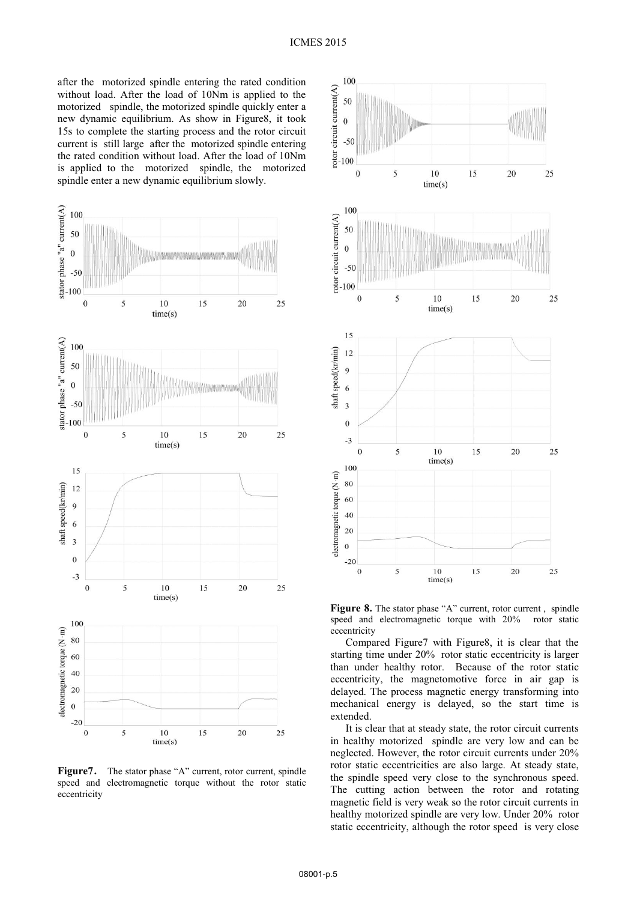after the motorized spindle entering the rated condition without load. After the load of 10Nm is applied to the motorized spindle, the motorized spindle quickly enter a new dynamic equilibrium. As show in Figure8, it took 15s to complete the starting process and the rotor circuit current is still large after the motorized spindle entering the rated condition without load. After the load of 10Nm is applied to the motorized spindle, the motorized spindle enter a new dynamic equilibrium slowly.

**Figure7.** The stator phase "A" current, rotor current, spindle speed and electromagnetic torque without the rotor static eccentricity

**Figure 8.** The stator phase "A" current, rotor current , spindle speed and electromagnetic torque with 20% rotor static eccentricity

Compared Figure7 with Figure8, it is clear that the starting time under 20% rotor static eccentricity is larger than under healthy rotor. Because of the rotor static eccentricity, the magnetomotive force in air gap is delayed. The process magnetic energy transforming into mechanical energy is delayed, so the start time is extended.

It is clear that at steady state, the rotor circuit currents in healthy motorized spindle are very low and can be neglected. However, the rotor circuit currents under 20% rotor static eccentricities are also large. At steady state, the spindle speed very close to the synchronous speed. The cutting action between the rotor and rotating magnetic field is very weak so the rotor circuit currents in healthy motorized spindle are very low. Under 20% rotor static eccentricity, although the rotor speed is very close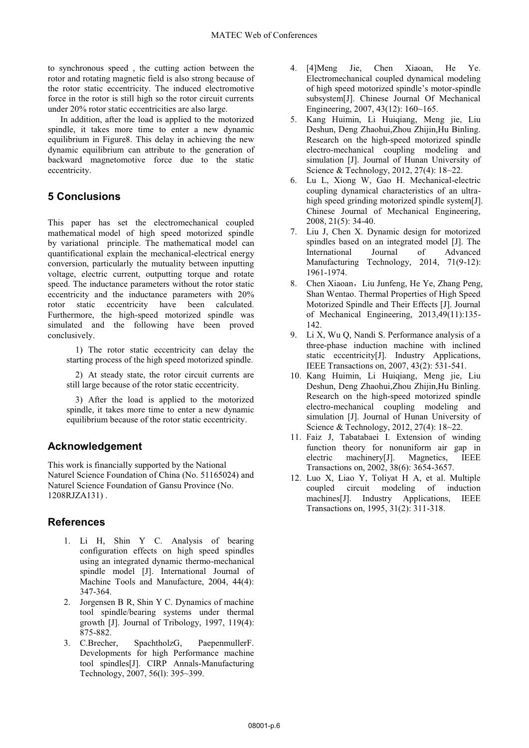to synchronous speed , the cutting action between the rotor and rotating magnetic field is also strong because of the rotor static eccentricity. The induced electromotive force in the rotor is still high so the rotor circuit currents under 20% rotor static eccentricities are also large.

In addition, after the load is applied to the motorized spindle, it takes more time to enter a new dynamic equilibrium in Figure8. This delay in achieving the new dynamic equilibrium can attribute to the generation of backward magnetomotive force due to the static eccentricity.

## 5 Conclusions

This paper has set the electromechanical coupled mathematical model of high speed motorized spindle by variational principle. The mathematical model can quantificational explain the mechanical-electrical energy conversion, particularly the mutuality between inputting voltage, electric current, outputting torque and rotate speed. The inductance parameters without the rotor static eccentricity and the inductance parameters with 20% rotor static eccentricity have been calculated. Furthermore, the high-speed motorized spindle was simulated and the following have been proved conclusively.

1) The rotor static eccentricity can delay the starting process of the high speed motorized spindle.

2) At steady state, the rotor circuit currents are still large because of the rotor static eccentricity.

3) After the load is applied to the motorized spindle, it takes more time to enter a new dynamic equilibrium because of the rotor static eccentricity.

## Acknowledgement

This work is financially supported by the National Naturel Science Foundation of China (No. 51165024) and Naturel Science Foundation of Gansu Province (No. 1208RJZA131) .

## References

1. Li H, Shin Y C. Analysis of bearing configuration effects on high speed spindles using an integrated dynamic thermo-mechanical spindle model [J]. International Journal of Machine Tools and Manufacture, 2004, 44(4): 347-364.
2. Jorgensen B R, Shin Y C. Dynamics of machine tool spindle/bearing systems under thermal growth [J]. Journal of Tribology, 1997, 119(4): 875-882.
3. C.Brecher, SpachtholzG, PaepenmullerF. Developments for high Performance machine tool spindles[J]. CIRP Annals-Manufacturing Technology, 2007, 56(l): 395~399.
4. [4]Meng Jie, Chen Xiaoan, He Ye. Electromechanical coupled dynamical modeling of high speed motorized spindle's motor-spindle subsystem[J]. Chinese Journal Of Mechanical Engineering, 2007, 43(12): 160~165.
5. Kang Huimin, Li Huiqiang, Meng jie, Liu Deshun, Deng Zhaohui,Zhou Zhijin,Hu Binling. Research on the high-speed motorized spindle electro-mechanical coupling modeling and simulation [J]. Journal of Hunan University of Science & Technology, 2012, 27(4): 18~22.
6. Lu L, Xiong W, Gao H. Mechanical-electric coupling dynamical characteristics of an ultra-high speed grinding motorized spindle system[J]. Chinese Journal of Mechanical Engineering, 2008, 21(5): 34-40.
7. Liu J, Chen X. Dynamic design for motorized spindles based on an integrated model [J]. The International Journal of Advanced Manufacturing Technology, 2014, 71(9-12): 1961-1974.
8. Chen Xiaoan，Liu Junfeng, He Ye, Zhang Peng, Shan Wentao. Thermal Properties of High Speed Motorized Spindle and Their Effects [J]. Journal of Mechanical Engineering, 2013,49(11):135-142.
9. Li X, Wu Q, Nandi S. Performance analysis of a three-phase induction machine with inclined static eccentricity[J]. Industry Applications, IEEE Transactions on, 2007, 43(2): 531-541.
10. Kang Huimin, Li Huiqiang, Meng jie, Liu Deshun, Deng Zhaohui,Zhou Zhijin,Hu Binling. Research on the high-speed motorized spindle electro-mechanical coupling modeling and simulation [J]. Journal of Hunan University of Science & Technology, 2012, 27(4): 18~22.
11. Faiz J, Tabatabaei I. Extension of winding function theory for nonuniform air gap in electric machinery[J]. Magnetics, IEEE Transactions on, 2002, 38(6): 3654-3657.
12. Luo X, Liao Y, Toliyat H A, et al. Multiple coupled circuit modeling of induction machines[J]. Industry Applications, IEEE Transactions on, 1995, 31(2): 311-318.